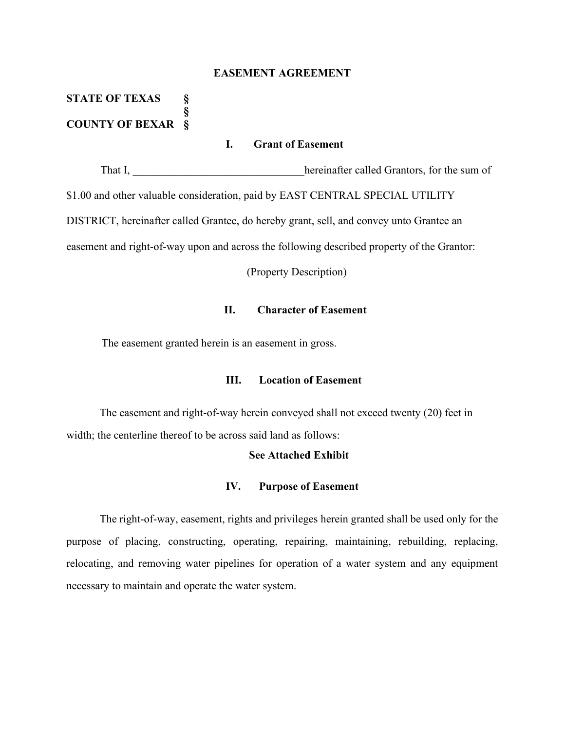# EASEMENT AGREEMENT

**STATE OF TEXAS §**
**§**
**COUNTY OF BEXAR §**

## I. Grant of Easement

That I, _______________________________hereinafter called Grantors, for the sum of $1.00 and other valuable consideration, paid by EAST CENTRAL SPECIAL UTILITY DISTRICT, hereinafter called Grantee, do hereby grant, sell, and convey unto Grantee an easement and right-of-way upon and across the following described property of the Grantor:

(Property Description)

## II. Character of Easement

The easement granted herein is an easement in gross.

## III. Location of Easement

The easement and right-of-way herein conveyed shall not exceed twenty (20) feet in width; the centerline thereof to be across said land as follows:

**See Attached Exhibit**

## IV. Purpose of Easement

The right-of-way, easement, rights and privileges herein granted shall be used only for the purpose of placing, constructing, operating, repairing, maintaining, rebuilding, replacing, relocating, and removing water pipelines for operation of a water system and any equipment necessary to maintain and operate the water system.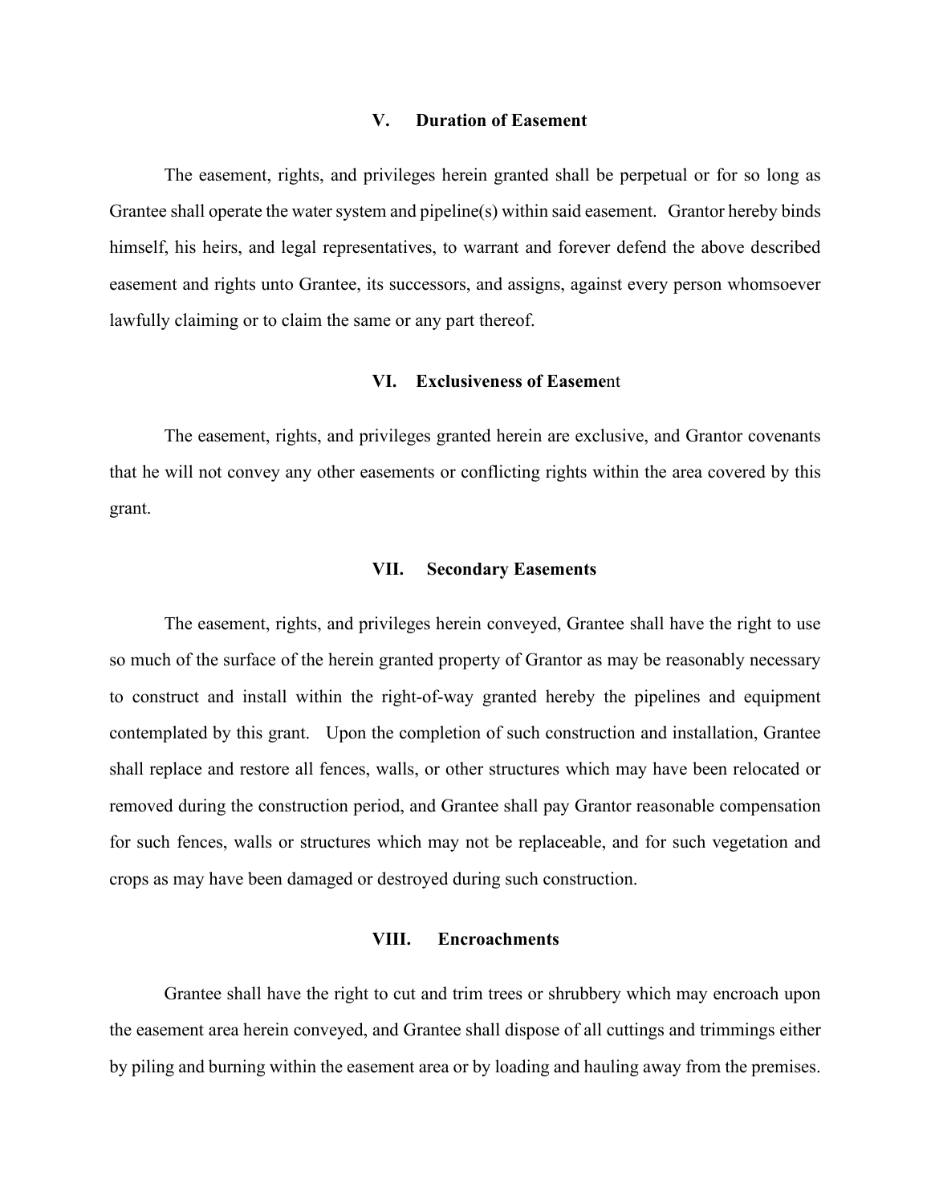## V. Duration of Easement

The easement, rights, and privileges herein granted shall be perpetual or for so long as Grantee shall operate the water system and pipeline(s) within said easement. Grantor hereby binds himself, his heirs, and legal representatives, to warrant and forever defend the above described easement and rights unto Grantee, its successors, and assigns, against every person whomsoever lawfully claiming or to claim the same or any part thereof.

## VI. Exclusiveness of Easement

The easement, rights, and privileges granted herein are exclusive, and Grantor covenants that he will not convey any other easements or conflicting rights within the area covered by this grant.

## VII. Secondary Easements

The easement, rights, and privileges herein conveyed, Grantee shall have the right to use so much of the surface of the herein granted property of Grantor as may be reasonably necessary to construct and install within the right-of-way granted hereby the pipelines and equipment contemplated by this grant. Upon the completion of such construction and installation, Grantee shall replace and restore all fences, walls, or other structures which may have been relocated or removed during the construction period, and Grantee shall pay Grantor reasonable compensation for such fences, walls or structures which may not be replaceable, and for such vegetation and crops as may have been damaged or destroyed during such construction.

## VIII. Encroachments

Grantee shall have the right to cut and trim trees or shrubbery which may encroach upon the easement area herein conveyed, and Grantee shall dispose of all cuttings and trimmings either by piling and burning within the easement area or by loading and hauling away from the premises.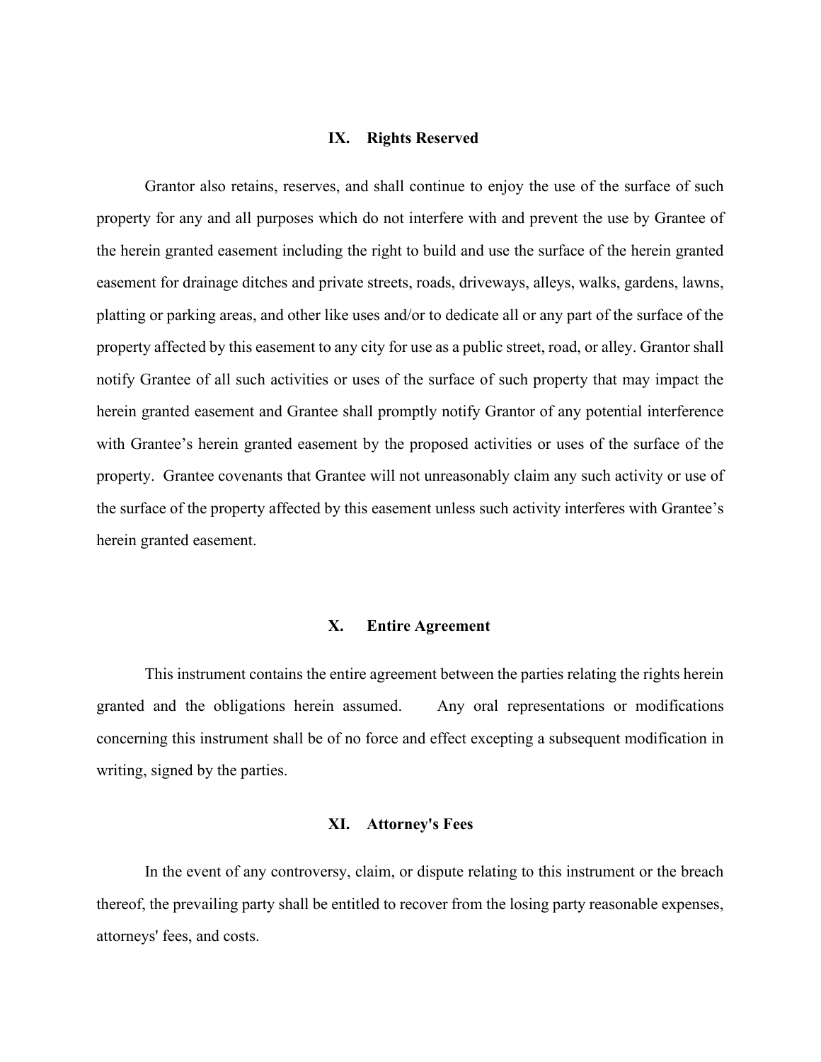## IX. Rights Reserved

Grantor also retains, reserves, and shall continue to enjoy the use of the surface of such property for any and all purposes which do not interfere with and prevent the use by Grantee of the herein granted easement including the right to build and use the surface of the herein granted easement for drainage ditches and private streets, roads, driveways, alleys, walks, gardens, lawns, platting or parking areas, and other like uses and/or to dedicate all or any part of the surface of the property affected by this easement to any city for use as a public street, road, or alley. Grantor shall notify Grantee of all such activities or uses of the surface of such property that may impact the herein granted easement and Grantee shall promptly notify Grantor of any potential interference with Grantee's herein granted easement by the proposed activities or uses of the surface of the property. Grantee covenants that Grantee will not unreasonably claim any such activity or use of the surface of the property affected by this easement unless such activity interferes with Grantee's herein granted easement.

## X. Entire Agreement

This instrument contains the entire agreement between the parties relating the rights herein granted and the obligations herein assumed. Any oral representations or modifications concerning this instrument shall be of no force and effect excepting a subsequent modification in writing, signed by the parties.

## XI. Attorney's Fees

In the event of any controversy, claim, or dispute relating to this instrument or the breach thereof, the prevailing party shall be entitled to recover from the losing party reasonable expenses, attorneys' fees, and costs.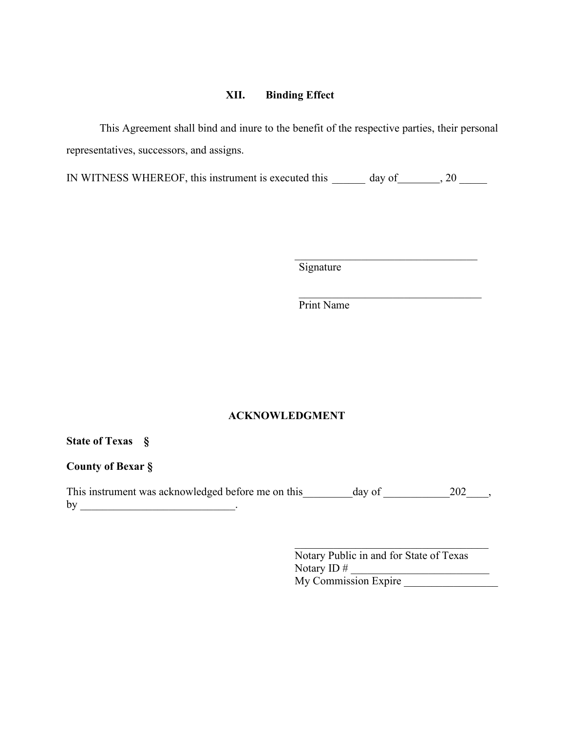## XII. Binding Effect

This Agreement shall bind and inure to the benefit of the respective parties, their personal representatives, successors, and assigns.

IN WITNESS WHEREOF, this instrument is executed this ______ day of________, 20 _____

___________________________________
Signature

___________________________________
Print Name

## ACKNOWLEDGMENT

**State of Texas §**

**County of Bexar §**

This instrument was acknowledged before me on this_________day of ____________202____, by ____________________________.

_____________________________________
Notary Public in and for State of Texas
Notary ID # __________________________
My Commission Expire _________________